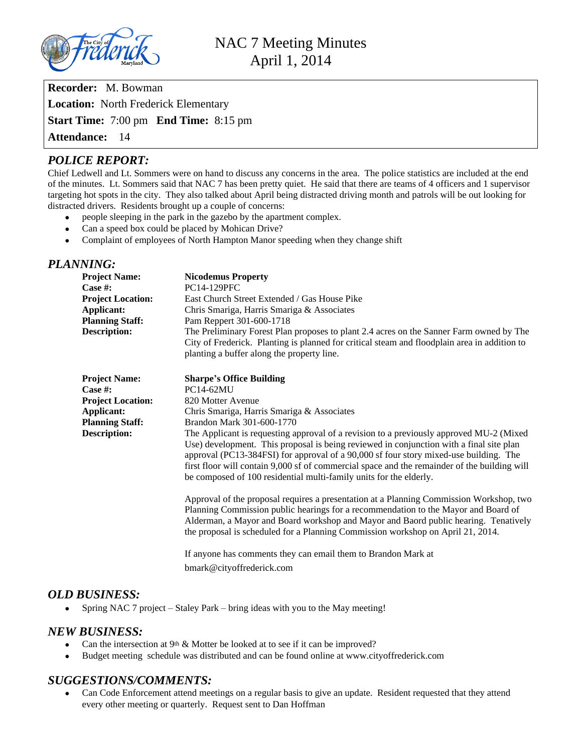# NAC 7 Meeting Minutes
## April 1, 2014

**Recorder:** M. Bowman
**Location:** North Frederick Elementary
**Start Time:** 7:00 pm **End Time:** 8:15 pm
**Attendance:** 14

## *POLICE REPORT:*

Chief Ledwell and Lt. Sommers were on hand to discuss any concerns in the area. The police statistics are included at the end of the minutes. Lt. Sommers said that NAC 7 has been pretty quiet. He said that there are teams of 4 officers and 1 supervisor targeting hot spots in the city. They also talked about April being distracted driving month and patrols will be out looking for distracted drivers. Residents brought up a couple of concerns:

- people sleeping in the park in the gazebo by the apartment complex.
- Can a speed box could be placed by Mohican Drive?
- Complaint of employees of North Hampton Manor speeding when they change shift

## *PLANNING:*

**Project Name:** **Nicodemus Property**
**Case #:** PC14-129PFC
**Project Location:** East Church Street Extended / Gas House Pike
**Applicant:** Chris Smariga, Harris Smariga & Associates
**Planning Staff:** Pam Reppert 301-600-1718
**Description:** The Preliminary Forest Plan proposes to plant 2.4 acres on the Sanner Farm owned by The City of Frederick. Planting is planned for critical steam and floodplain area in addition to planting a buffer along the property line.

**Project Name:** **Sharpe's Office Building**
**Case #:** PC14-62MU
**Project Location:** 820 Motter Avenue
**Applicant:** Chris Smariga, Harris Smariga & Associates
**Planning Staff:** Brandon Mark 301-600-1770
**Description:** The Applicant is requesting approval of a revision to a previously approved MU-2 (Mixed Use) development. This proposal is being reviewed in conjunction with a final site plan approval (PC13-384FSI) for approval of a 90,000 sf four story mixed-use building. The first floor will contain 9,000 sf of commercial space and the remainder of the building will be composed of 100 residential multi-family units for the elderly.

Approval of the proposal requires a presentation at a Planning Commission Workshop, two Planning Commission public hearings for a recommendation to the Mayor and Board of Alderman, a Mayor and Board workshop and Mayor and Baord public hearing. Tenatively the proposal is scheduled for a Planning Commission workshop on April 21, 2014.

If anyone has comments they can email them to Brandon Mark at bmark@cityoffrederick.com

## *OLD BUSINESS:*

- Spring NAC 7 project – Staley Park – bring ideas with you to the May meeting!

## *NEW BUSINESS:*

- Can the intersection at 9th & Motter be looked at to see if it can be improved?
- Budget meeting schedule was distributed and can be found online at www.cityoffrederick.com

## *SUGGESTIONS/COMMENTS:*

- Can Code Enforcement attend meetings on a regular basis to give an update. Resident requested that they attend every other meeting or quarterly. Request sent to Dan Hoffman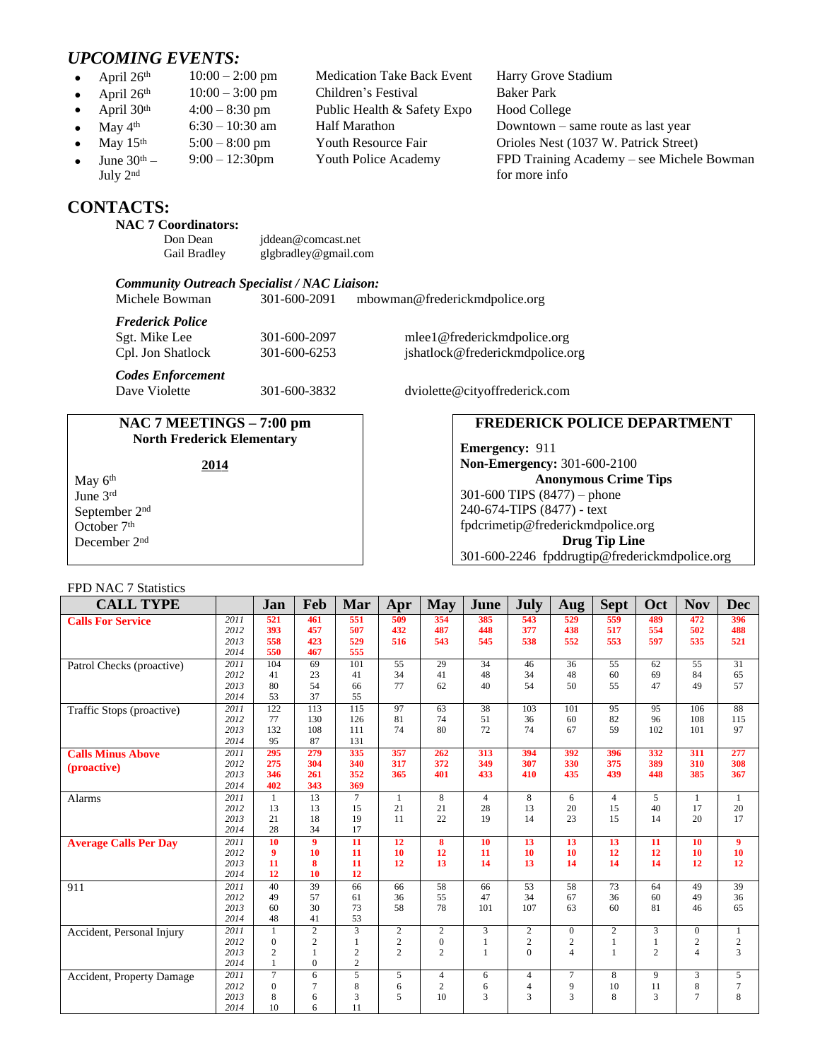## *UPCOMING EVENTS:*

- April 26th — 10:00 – 2:00 pm — Medication Take Back Event — Harry Grove Stadium
- April 26th — 10:00 – 3:00 pm — Children's Festival — Baker Park
- April 30th — 4:00 – 8:30 pm — Public Health & Safety Expo — Hood College
- May 4th — 6:30 – 10:30 am — Half Marathon — Downtown – same route as last year
- May 15th — 5:00 – 8:00 pm — Youth Resource Fair — Orioles Nest (1037 W. Patrick Street)
- June 30th – July 2nd — 9:00 – 12:30pm — Youth Police Academy — FPD Training Academy – see Michele Bowman for more info

## CONTACTS:

**NAC 7 Coordinators:**

Don Dean — jddean@comcast.net
Gail Bradley — glgbradley@gmail.com

***Community Outreach Specialist / NAC Liaison:***

Michele Bowman — 301-600-2091 — mbowman@frederickmdpolice.org

***Frederick Police***

Sgt. Mike Lee — 301-600-2097 — mlee1@frederickmdpolice.org
Cpl. Jon Shatlock — 301-600-6253 — jshatlock@frederickmdpolice.org

***Codes Enforcement***

Dave Violette — 301-600-3832 — dviolette@cityoffrederick.com

**NAC 7 MEETINGS – 7:00 pm**
**North Frederick Elementary**

**2014**

May 6th
June 3rd
September 2nd
October 7th
December 2nd

**FREDERICK POLICE DEPARTMENT**

**Emergency:** 911
**Non-Emergency:** 301-600-2100
**Anonymous Crime Tips**
301-600 TIPS (8477) – phone
240-674-TIPS (8477) - text
fpdcrimetip@frederickmdpolice.org
**Drug Tip Line**
301-600-2246 fpddrugtip@frederickmdpolice.org

FPD NAC 7 Statistics

| CALL TYPE | | Jan | Feb | Mar | Apr | May | June | July | Aug | Sept | Oct | Nov | Dec |
|---|---|---|---|---|---|---|---|---|---|---|---|---|---|
| **Calls For Service** | 2011 | 521 | 461 | 551 | 509 | 354 | 385 | 543 | 529 | 559 | 489 | 472 | 396 |
| | 2012 | 393 | 457 | 507 | 432 | 487 | 448 | 377 | 438 | 517 | 554 | 502 | 488 |
| | 2013 | 558 | 423 | 529 | 516 | 543 | 545 | 538 | 552 | 553 | 597 | 535 | 521 |
| | 2014 | 550 | 467 | 555 | | | | | | | | | |
| Patrol Checks (proactive) | 2011 | 104 | 69 | 101 | 55 | 29 | 34 | 46 | 36 | 55 | 62 | 55 | 31 |
| | 2012 | 41 | 23 | 41 | 34 | 41 | 48 | 34 | 48 | 60 | 69 | 84 | 65 |
| | 2013 | 80 | 54 | 66 | 77 | 62 | 40 | 54 | 50 | 55 | 47 | 49 | 57 |
| | 2014 | 53 | 37 | 55 | | | | | | | | | |
| Traffic Stops (proactive) | 2011 | 122 | 113 | 115 | 97 | 63 | 38 | 103 | 101 | 95 | 95 | 106 | 88 |
| | 2012 | 77 | 130 | 126 | 81 | 74 | 51 | 36 | 60 | 82 | 96 | 108 | 115 |
| | 2013 | 132 | 108 | 111 | 74 | 80 | 72 | 74 | 67 | 59 | 102 | 101 | 97 |
| | 2014 | 95 | 87 | 131 | | | | | | | | | |
| **Calls Minus Above (proactive)** | 2011 | 295 | 279 | 335 | 357 | 262 | 313 | 394 | 392 | 396 | 332 | 311 | 277 |
| | 2012 | 275 | 304 | 340 | 317 | 372 | 349 | 307 | 330 | 375 | 389 | 310 | 308 |
| | 2013 | 346 | 261 | 352 | 365 | 401 | 433 | 410 | 435 | 439 | 448 | 385 | 367 |
| | 2014 | 402 | 343 | 369 | | | | | | | | | |
| Alarms | 2011 | 1 | 13 | 7 | 1 | 8 | 4 | 8 | 6 | 4 | 5 | 1 | 1 |
| | 2012 | 13 | 13 | 15 | 21 | 21 | 28 | 13 | 20 | 15 | 40 | 17 | 20 |
| | 2013 | 21 | 18 | 19 | 11 | 22 | 19 | 14 | 23 | 15 | 14 | 20 | 17 |
| | 2014 | 28 | 34 | 17 | | | | | | | | | |
| **Average Calls Per Day** | 2011 | 10 | 9 | 11 | 12 | 8 | 10 | 13 | 13 | 13 | 11 | 10 | 9 |
| | 2012 | 9 | 10 | 11 | 10 | 12 | 11 | 10 | 10 | 12 | 12 | 10 | 10 |
| | 2013 | 11 | 8 | 11 | 12 | 13 | 14 | 13 | 14 | 14 | 14 | 12 | 12 |
| | 2014 | 12 | 10 | 12 | | | | | | | | | |
| 911 | 2011 | 40 | 39 | 66 | 66 | 58 | 66 | 53 | 58 | 73 | 64 | 49 | 39 |
| | 2012 | 49 | 57 | 61 | 36 | 55 | 47 | 34 | 67 | 36 | 60 | 49 | 36 |
| | 2013 | 60 | 30 | 73 | 58 | 78 | 101 | 107 | 63 | 60 | 81 | 46 | 65 |
| | 2014 | 48 | 41 | 53 | | | | | | | | | |
| Accident, Personal Injury | 2011 | 1 | 2 | 3 | 2 | 2 | 3 | 2 | 0 | 2 | 3 | 0 | 1 |
| | 2012 | 0 | 2 | 1 | 2 | 0 | 1 | 2 | 2 | 1 | 1 | 2 | 2 |
| | 2013 | 2 | 1 | 2 | 2 | 2 | 1 | 0 | 4 | 1 | 2 | 4 | 3 |
| | 2014 | 1 | 0 | 2 | | | | | | | | | |
| Accident, Property Damage | 2011 | 7 | 6 | 5 | 5 | 4 | 6 | 4 | 7 | 8 | 9 | 3 | 5 |
| | 2012 | 0 | 7 | 8 | 6 | 2 | 6 | 4 | 9 | 10 | 11 | 8 | 7 |
| | 2013 | 8 | 6 | 3 | 5 | 10 | 3 | 3 | 3 | 8 | 3 | 7 | 8 |
| | 2014 | 10 | 6 | 11 | | | | | | | | | |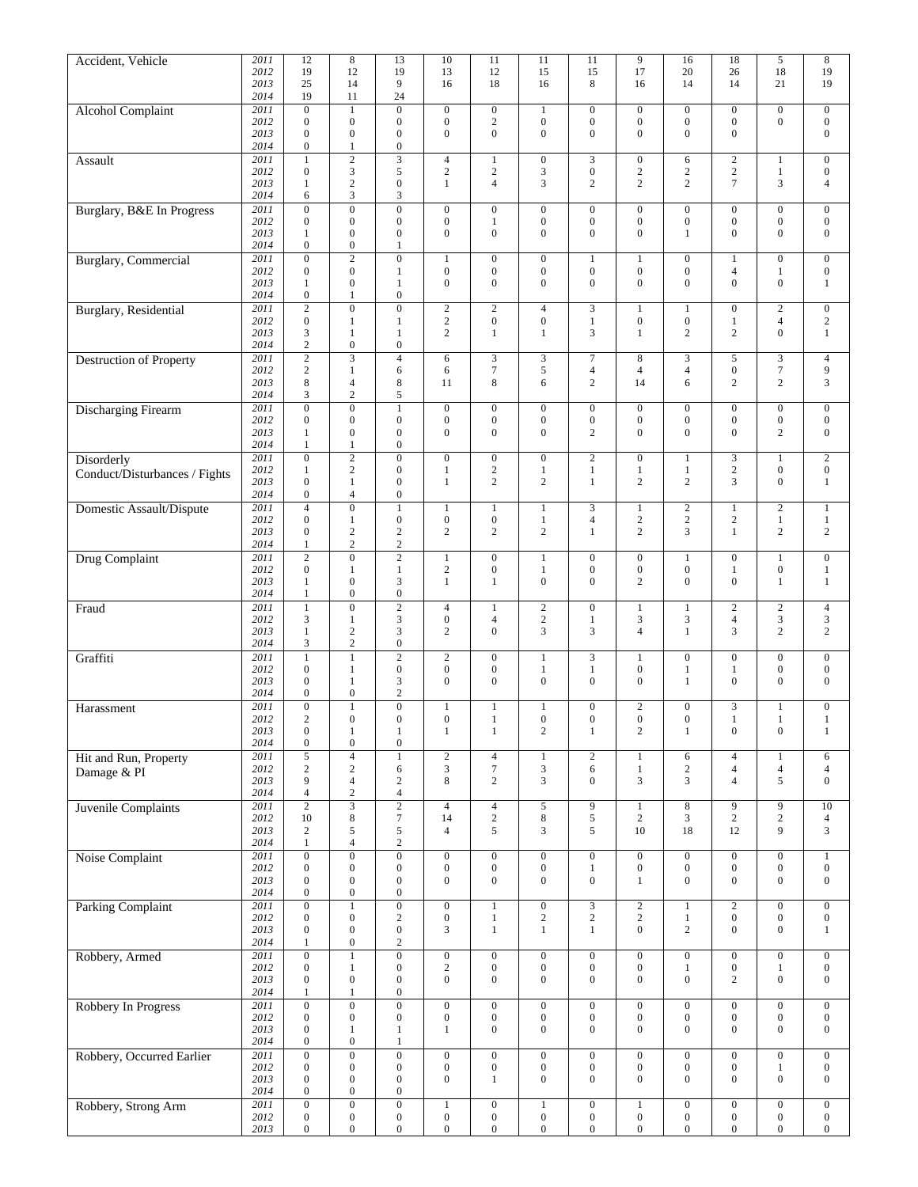| | | | | | | | | | | | | | |
|---|---|---|---|---|---|---|---|---|---|---|---|---|---|
| Accident, Vehicle | 2011 | 12 | 8 | 13 | 10 | 11 | 11 | 11 | 9 | 16 | 18 | 5 | 8 |
| | 2012 | 19 | 12 | 19 | 13 | 12 | 15 | 15 | 17 | 20 | 26 | 18 | 19 |
| | 2013 | 25 | 14 | 9 | 16 | 18 | 16 | 8 | 16 | 14 | 14 | 21 | 19 |
| | 2014 | 19 | 11 | 24 | | | | | | | | | |
| Alcohol Complaint | 2011 | 0 | 1 | 0 | 0 | 0 | 1 | 0 | 0 | 0 | 0 | 0 | 0 |
| | 2012 | 0 | 0 | 0 | 0 | 2 | 0 | 0 | 0 | 0 | 0 | 0 | 0 |
| | 2013 | 0 | 0 | 0 | 0 | 0 | 0 | 0 | 0 | 0 | 0 | | 0 |
| | 2014 | 0 | 1 | 0 | | | | | | | | | |
| Assault | 2011 | 1 | 2 | 3 | 4 | 1 | 0 | 3 | 0 | 6 | 2 | 1 | 0 |
| | 2012 | 0 | 3 | 5 | 2 | 2 | 3 | 0 | 2 | 2 | 2 | 1 | 0 |
| | 2013 | 1 | 2 | 0 | 1 | 4 | 3 | 2 | 2 | 2 | 7 | 3 | 4 |
| | 2014 | 6 | 3 | 3 | | | | | | | | | |
| Burglary, B&E In Progress | 2011 | 0 | 0 | 0 | 0 | 0 | 0 | 0 | 0 | 0 | 0 | 0 | 0 |
| | 2012 | 0 | 0 | 0 | 0 | 1 | 0 | 0 | 0 | 0 | 0 | 0 | 0 |
| | 2013 | 1 | 0 | 0 | 0 | 0 | 0 | 0 | 0 | 1 | 0 | 0 | 0 |
| | 2014 | 0 | 0 | 1 | | | | | | | | | |
| Burglary, Commercial | 2011 | 0 | 2 | 0 | 1 | 0 | 0 | 1 | 1 | 0 | 1 | 0 | 0 |
| | 2012 | 0 | 0 | 1 | 0 | 0 | 0 | 0 | 0 | 0 | 4 | 1 | 0 |
| | 2013 | 1 | 0 | 1 | 0 | 0 | 0 | 0 | 0 | 0 | 0 | 0 | 1 |
| | 2014 | 0 | 1 | 0 | | | | | | | | | |
| Burglary, Residential | 2011 | 2 | 0 | 0 | 2 | 2 | 4 | 3 | 1 | 1 | 0 | 2 | 0 |
| | 2012 | 0 | 1 | 1 | 2 | 0 | 0 | 1 | 0 | 0 | 1 | 4 | 2 |
| | 2013 | 3 | 1 | 1 | 2 | 1 | 1 | 3 | 1 | 2 | 2 | 0 | 1 |
| | 2014 | 2 | 0 | 0 | | | | | | | | | |
| Destruction of Property | 2011 | 2 | 3 | 4 | 6 | 3 | 3 | 7 | 8 | 3 | 5 | 3 | 4 |
| | 2012 | 2 | 1 | 6 | 6 | 7 | 5 | 4 | 4 | 4 | 0 | 7 | 9 |
| | 2013 | 8 | 4 | 8 | 11 | 8 | 6 | 2 | 14 | 6 | 2 | 2 | 3 |
| | 2014 | 3 | 2 | 5 | | | | | | | | | |
| Discharging Firearm | 2011 | 0 | 0 | 1 | 0 | 0 | 0 | 0 | 0 | 0 | 0 | 0 | 0 |
| | 2012 | 0 | 0 | 0 | 0 | 0 | 0 | 0 | 0 | 0 | 0 | 0 | 0 |
| | 2013 | 1 | 0 | 0 | 0 | 0 | 0 | 2 | 0 | 0 | 0 | 2 | 0 |
| | 2014 | 1 | 1 | 0 | | | | | | | | | |
| Disorderly Conduct/Disturbances / Fights | 2011 | 0 | 2 | 0 | 0 | 0 | 0 | 2 | 0 | 1 | 3 | 1 | 2 |
| | 2012 | 1 | 2 | 0 | 1 | 2 | 1 | 1 | 1 | 1 | 2 | 0 | 0 |
| | 2013 | 0 | 1 | 0 | 1 | 2 | 2 | 1 | 2 | 2 | 3 | 0 | 1 |
| | 2014 | 0 | 4 | 0 | | | | | | | | | |
| Domestic Assault/Dispute | 2011 | 4 | 0 | 1 | 1 | 1 | 1 | 3 | 1 | 2 | 1 | 2 | 1 |
| | 2012 | 0 | 1 | 0 | 0 | 0 | 1 | 4 | 2 | 2 | 2 | 1 | 1 |
| | 2013 | 0 | 2 | 2 | 2 | 2 | 2 | 1 | 2 | 3 | 1 | 2 | 2 |
| | 2014 | 1 | 2 | 2 | | | | | | | | | |
| Drug Complaint | 2011 | 2 | 0 | 2 | 1 | 0 | 1 | 0 | 0 | 1 | 0 | 1 | 0 |
| | 2012 | 0 | 1 | 1 | 2 | 0 | 1 | 0 | 0 | 0 | 1 | 0 | 1 |
| | 2013 | 1 | 0 | 3 | 1 | 1 | 0 | 0 | 2 | 0 | 0 | 1 | 1 |
| | 2014 | 1 | 0 | 0 | | | | | | | | | |
| Fraud | 2011 | 1 | 0 | 2 | 4 | 1 | 2 | 0 | 1 | 1 | 2 | 2 | 4 |
| | 2012 | 3 | 1 | 3 | 0 | 4 | 2 | 1 | 3 | 3 | 4 | 3 | 3 |
| | 2013 | 1 | 2 | 3 | 2 | 0 | 3 | 3 | 4 | 1 | 3 | 2 | 2 |
| | 2014 | 3 | 2 | 0 | | | | | | | | | |
| Graffiti | 2011 | 1 | 1 | 2 | 2 | 0 | 1 | 3 | 1 | 0 | 0 | 0 | 0 |
| | 2012 | 0 | 1 | 0 | 0 | 0 | 1 | 1 | 0 | 1 | 1 | 0 | 0 |
| | 2013 | 0 | 1 | 3 | 0 | 0 | 0 | 0 | 0 | 1 | 0 | 0 | 0 |
| | 2014 | 0 | 0 | 2 | | | | | | | | | |
| Harassment | 2011 | 0 | 1 | 0 | 1 | 1 | 1 | 0 | 2 | 0 | 3 | 1 | 0 |
| | 2012 | 2 | 0 | 0 | 0 | 1 | 0 | 0 | 0 | 0 | 1 | 1 | 1 |
| | 2013 | 0 | 1 | 1 | 1 | 1 | 2 | 1 | 2 | 1 | 0 | 0 | 1 |
| | 2014 | 0 | 0 | 0 | | | | | | | | | |
| Hit and Run, Property Damage & PI | 2011 | 5 | 4 | 1 | 2 | 4 | 1 | 2 | 1 | 6 | 4 | 1 | 6 |
| | 2012 | 2 | 2 | 6 | 3 | 7 | 3 | 6 | 1 | 2 | 4 | 4 | 4 |
| | 2013 | 9 | 4 | 2 | 8 | 2 | 3 | 0 | 3 | 3 | 4 | 5 | 0 |
| | 2014 | 4 | 2 | 4 | | | | | | | | | |
| Juvenile Complaints | 2011 | 2 | 3 | 2 | 4 | 4 | 5 | 9 | 1 | 8 | 9 | 9 | 10 |
| | 2012 | 10 | 8 | 7 | 14 | 2 | 8 | 5 | 2 | 3 | 2 | 2 | 4 |
| | 2013 | 2 | 5 | 5 | 4 | 5 | 3 | 5 | 10 | 18 | 12 | 9 | 3 |
| | 2014 | 1 | 4 | 2 | | | | | | | | | |
| Noise Complaint | 2011 | 0 | 0 | 0 | 0 | 0 | 0 | 0 | 0 | 0 | 0 | 0 | 1 |
| | 2012 | 0 | 0 | 0 | 0 | 0 | 0 | 1 | 0 | 0 | 0 | 0 | 0 |
| | 2013 | 0 | 0 | 0 | 0 | 0 | 0 | 0 | 1 | 0 | 0 | 0 | 0 |
| | 2014 | 0 | 0 | 0 | | | | | | | | | |
| Parking Complaint | 2011 | 0 | 1 | 0 | 0 | 1 | 0 | 3 | 2 | 1 | 2 | 0 | 0 |
| | 2012 | 0 | 0 | 2 | 0 | 1 | 2 | 2 | 2 | 1 | 0 | 0 | 0 |
| | 2013 | 0 | 0 | 0 | 3 | 1 | 1 | 1 | 0 | 2 | 0 | 0 | 1 |
| | 2014 | 1 | 0 | 2 | | | | | | | | | |
| Robbery, Armed | 2011 | 0 | 1 | 0 | 0 | 0 | 0 | 0 | 0 | 0 | 0 | 0 | 0 |
| | 2012 | 0 | 1 | 0 | 2 | 0 | 0 | 0 | 0 | 1 | 0 | 1 | 0 |
| | 2013 | 0 | 0 | 0 | 0 | 0 | 0 | 0 | 0 | 0 | 2 | 0 | 0 |
| | 2014 | 1 | 1 | 0 | | | | | | | | | |
| Robbery In Progress | 2011 | 0 | 0 | 0 | 0 | 0 | 0 | 0 | 0 | 0 | 0 | 0 | 0 |
| | 2012 | 0 | 0 | 0 | 0 | 0 | 0 | 0 | 0 | 0 | 0 | 0 | 0 |
| | 2013 | 0 | 1 | 1 | 1 | 0 | 0 | 0 | 0 | 0 | 0 | 0 | 0 |
| | 2014 | 0 | 0 | 1 | | | | | | | | | |
| Robbery, Occurred Earlier | 2011 | 0 | 0 | 0 | 0 | 0 | 0 | 0 | 0 | 0 | 0 | 0 | 0 |
| | 2012 | 0 | 0 | 0 | 0 | 0 | 0 | 0 | 0 | 0 | 0 | 1 | 0 |
| | 2013 | 0 | 0 | 0 | 0 | 1 | 0 | 0 | 0 | 0 | 0 | 0 | 0 |
| | 2014 | 0 | 0 | 0 | | | | | | | | | |
| Robbery, Strong Arm | 2011 | 0 | 0 | 0 | 1 | 0 | 1 | 0 | 1 | 0 | 0 | 0 | 0 |
| | 2012 | 0 | 0 | 0 | 0 | 0 | 0 | 0 | 0 | 0 | 0 | 0 | 0 |
| | 2013 | 0 | 0 | 0 | 0 | 0 | 0 | 0 | 0 | 0 | 0 | 0 | 0 |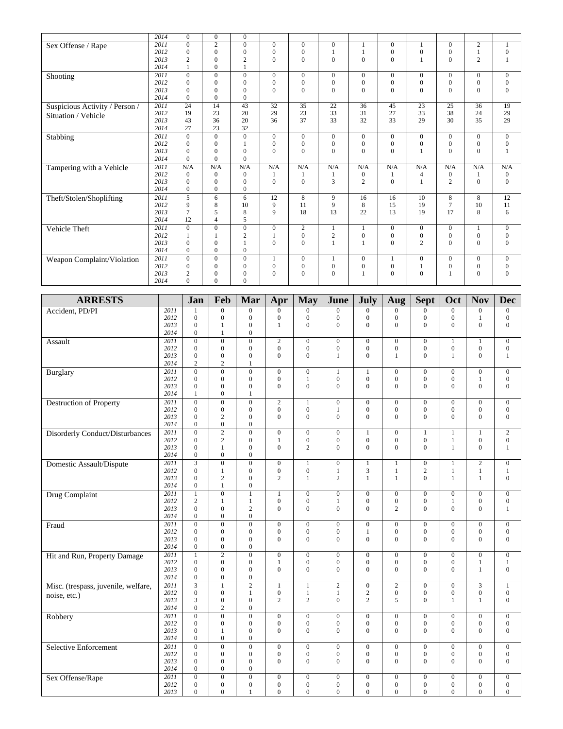| | | | | | | | | | | | | | |
|---|---|---|---|---|---|---|---|---|---|---|---|---|---|
| | 2014 | 0 | 0 | 0 | | | | | | | | | |
| Sex Offense / Rape | 2011 | 0 | 2 | 0 | 0 | 0 | 0 | 1 | 0 | 1 | 0 | 2 | 1 |
| | 2012 | 0 | 0 | 0 | 0 | 0 | 1 | 1 | 0 | 0 | 0 | 1 | 0 |
| | 2013 | 2 | 0 | 2 | 0 | 0 | 0 | 0 | 0 | 1 | 0 | 2 | 1 |
| | 2014 | 1 | 0 | 1 | | | | | | | | | |
| Shooting | 2011 | 0 | 0 | 0 | 0 | 0 | 0 | 0 | 0 | 0 | 0 | 0 | 0 |
| | 2012 | 0 | 0 | 0 | 0 | 0 | 0 | 0 | 0 | 0 | 0 | 0 | 0 |
| | 2013 | 0 | 0 | 0 | 0 | 0 | 0 | 0 | 0 | 0 | 0 | 0 | 0 |
| | 2014 | 0 | 0 | 0 | | | | | | | | | |
| Suspicious Activity / Person / Situation / Vehicle | 2011 | 24 | 14 | 43 | 32 | 35 | 22 | 36 | 45 | 23 | 25 | 36 | 19 |
| | 2012 | 19 | 23 | 20 | 29 | 23 | 33 | 31 | 27 | 33 | 38 | 24 | 29 |
| | 2013 | 43 | 36 | 20 | 36 | 37 | 33 | 32 | 33 | 29 | 30 | 35 | 29 |
| | 2014 | 27 | 23 | 32 | | | | | | | | | |
| Stabbing | 2011 | 0 | 0 | 0 | 0 | 0 | 0 | 0 | 0 | 0 | 0 | 0 | 0 |
| | 2012 | 0 | 0 | 1 | 0 | 0 | 0 | 0 | 0 | 0 | 0 | 0 | 0 |
| | 2013 | 0 | 0 | 0 | 0 | 0 | 0 | 0 | 0 | 1 | 0 | 0 | 1 |
| | 2014 | 0 | 0 | 0 | | | | | | | | | |
| Tampering with a Vehicle | 2011 | N/A | N/A | N/A | N/A | N/A | N/A | N/A | N/A | N/A | N/A | N/A | N/A |
| | 2012 | 0 | 0 | 0 | 1 | 1 | 1 | 0 | 1 | 4 | 0 | 1 | 0 |
| | 2013 | 0 | 0 | 0 | 0 | 0 | 3 | 2 | 0 | 1 | 2 | 0 | 0 |
| | 2014 | 0 | 0 | 0 | | | | | | | | | |
| Theft/Stolen/Shoplifting | 2011 | 5 | 6 | 6 | 12 | 8 | 9 | 16 | 16 | 10 | 8 | 8 | 12 |
| | 2012 | 9 | 8 | 10 | 9 | 11 | 9 | 8 | 15 | 19 | 7 | 10 | 11 |
| | 2013 | 7 | 5 | 8 | 9 | 18 | 13 | 22 | 13 | 19 | 17 | 8 | 6 |
| | 2014 | 12 | 4 | 5 | | | | | | | | | |
| Vehicle Theft | 2011 | 0 | 0 | 0 | 0 | 2 | 1 | 1 | 0 | 0 | 0 | 1 | 0 |
| | 2012 | 1 | 1 | 2 | 1 | 0 | 2 | 0 | 0 | 0 | 0 | 0 | 0 |
| | 2013 | 0 | 0 | 1 | 0 | 0 | 1 | 1 | 0 | 2 | 0 | 0 | 0 |
| | 2014 | 0 | 0 | 0 | | | | | | | | | |
| Weapon Complaint/Violation | 2011 | 0 | 0 | 0 | 1 | 0 | 1 | 0 | 1 | 0 | 0 | 0 | 0 |
| | 2012 | 0 | 0 | 0 | 0 | 0 | 0 | 0 | 0 | 1 | 0 | 0 | 0 |
| | 2013 | 2 | 0 | 0 | 0 | 0 | 0 | 1 | 0 | 0 | 1 | 0 | 0 |
| | 2014 | 0 | 0 | 0 | | | | | | | | | |

| ARRESTS | | Jan | Feb | Mar | Apr | May | June | July | Aug | Sept | Oct | Nov | Dec |
|---|---|---|---|---|---|---|---|---|---|---|---|---|---|
| Accident, PD/PI | 2011 | 1 | 0 | 0 | 0 | 0 | 0 | 0 | 0 | 0 | 0 | 0 | 0 |
| | 2012 | 0 | 0 | 0 | 0 | 0 | 0 | 0 | 0 | 0 | 0 | 1 | 0 |
| | 2013 | 0 | 1 | 0 | 1 | 0 | 0 | 0 | 0 | 0 | 0 | 0 | 0 |
| | 2014 | 0 | 1 | 0 | | | | | | | | | |
| Assault | 2011 | 0 | 0 | 0 | 2 | 0 | 0 | 0 | 0 | 0 | 1 | 1 | 0 |
| | 2012 | 0 | 0 | 0 | 0 | 0 | 0 | 0 | 0 | 0 | 0 | 0 | 0 |
| | 2013 | 0 | 0 | 0 | 0 | 0 | 1 | 0 | 1 | 0 | 1 | 0 | 1 |
| | 2014 | 2 | 2 | 1 | | | | | | | | | |
| Burglary | 2011 | 0 | 0 | 0 | 0 | 0 | 1 | 1 | 0 | 0 | 0 | 0 | 0 |
| | 2012 | 0 | 0 | 0 | 0 | 1 | 0 | 0 | 0 | 0 | 0 | 1 | 0 |
| | 2013 | 0 | 0 | 0 | 0 | 0 | 0 | 0 | 0 | 0 | 0 | 0 | 0 |
| | 2014 | 1 | 0 | 1 | | | | | | | | | |
| Destruction of Property | 2011 | 0 | 0 | 0 | 2 | 1 | 0 | 0 | 0 | 0 | 0 | 0 | 0 |
| | 2012 | 0 | 0 | 0 | 0 | 0 | 1 | 0 | 0 | 0 | 0 | 0 | 0 |
| | 2013 | 0 | 2 | 0 | 0 | 0 | 0 | 0 | 0 | 0 | 0 | 0 | 0 |
| | 2014 | 0 | 0 | 0 | | | | | | | | | |
| Disorderly Conduct/Disturbances | 2011 | 0 | 2 | 0 | 0 | 0 | 0 | 1 | 0 | 1 | 1 | 1 | 2 |
| | 2012 | 0 | 2 | 0 | 1 | 0 | 0 | 0 | 0 | 0 | 1 | 0 | 0 |
| | 2013 | 0 | 1 | 0 | 0 | 2 | 0 | 0 | 0 | 0 | 1 | 0 | 1 |
| | 2014 | 0 | 0 | 0 | | | | | | | | | |
| Domestic Assault/Dispute | 2011 | 3 | 0 | 0 | 0 | 1 | 0 | 1 | 1 | 0 | 1 | 2 | 0 |
| | 2012 | 0 | 1 | 0 | 0 | 0 | 1 | 3 | 1 | 2 | 1 | 1 | 1 |
| | 2013 | 0 | 2 | 0 | 2 | 1 | 2 | 1 | 1 | 0 | 1 | 1 | 0 |
| | 2014 | 0 | 1 | 0 | | | | | | | | | |
| Drug Complaint | 2011 | 1 | 0 | 1 | 1 | 0 | 0 | 0 | 0 | 0 | 0 | 0 | 0 |
| | 2012 | 2 | 1 | 1 | 0 | 0 | 1 | 0 | 0 | 0 | 1 | 0 | 0 |
| | 2013 | 0 | 0 | 2 | 0 | 0 | 0 | 0 | 2 | 0 | 0 | 0 | 1 |
| | 2014 | 0 | 0 | 0 | | | | | | | | | |
| Fraud | 2011 | 0 | 0 | 0 | 0 | 0 | 0 | 0 | 0 | 0 | 0 | 0 | 0 |
| | 2012 | 0 | 0 | 0 | 0 | 0 | 0 | 1 | 0 | 0 | 0 | 0 | 0 |
| | 2013 | 0 | 0 | 0 | 0 | 0 | 0 | 0 | 0 | 0 | 0 | 0 | 0 |
| | 2014 | 0 | 0 | 0 | | | | | | | | | |
| Hit and Run, Property Damage | 2011 | 1 | 2 | 0 | 0 | 0 | 0 | 0 | 0 | 0 | 0 | 0 | 0 |
| | 2012 | 0 | 0 | 0 | 1 | 0 | 0 | 0 | 0 | 0 | 0 | 1 | 1 |
| | 2013 | 0 | 0 | 0 | 0 | 0 | 0 | 0 | 0 | 0 | 0 | 1 | 0 |
| | 2014 | 0 | 0 | 0 | | | | | | | | | |
| Misc. (trespass, juvenile, welfare, noise, etc.) | 2011 | 3 | 1 | 2 | 1 | 1 | 2 | 0 | 2 | 0 | 0 | 3 | 1 |
| | 2012 | 0 | 0 | 1 | 0 | 1 | 1 | 2 | 0 | 0 | 0 | 0 | 0 |
| | 2013 | 3 | 0 | 0 | 2 | 2 | 0 | 2 | 5 | 0 | 1 | 1 | 0 |
| | 2014 | 0 | 2 | 0 | | | | | | | | | |
| Robbery | 2011 | 0 | 0 | 0 | 0 | 0 | 0 | 0 | 0 | 0 | 0 | 0 | 0 |
| | 2012 | 0 | 0 | 0 | 0 | 0 | 0 | 0 | 0 | 0 | 0 | 0 | 0 |
| | 2013 | 0 | 1 | 0 | 0 | 0 | 0 | 0 | 0 | 0 | 0 | 0 | 0 |
| | 2014 | 0 | 0 | 0 | | | | | | | | | |
| Selective Enforcement | 2011 | 0 | 0 | 0 | 0 | 0 | 0 | 0 | 0 | 0 | 0 | 0 | 0 |
| | 2012 | 0 | 0 | 0 | 0 | 0 | 0 | 0 | 0 | 0 | 0 | 0 | 0 |
| | 2013 | 0 | 0 | 0 | 0 | 0 | 0 | 0 | 0 | 0 | 0 | 0 | 0 |
| | 2014 | 0 | 0 | 0 | | | | | | | | | |
| Sex Offense/Rape | 2011 | 0 | 0 | 0 | 0 | 0 | 0 | 0 | 0 | 0 | 0 | 0 | 0 |
| | 2012 | 0 | 0 | 0 | 0 | 0 | 0 | 0 | 0 | 0 | 0 | 0 | 0 |
| | 2013 | 0 | 0 | 1 | 0 | 0 | 0 | 0 | 0 | 0 | 0 | 0 | 0 |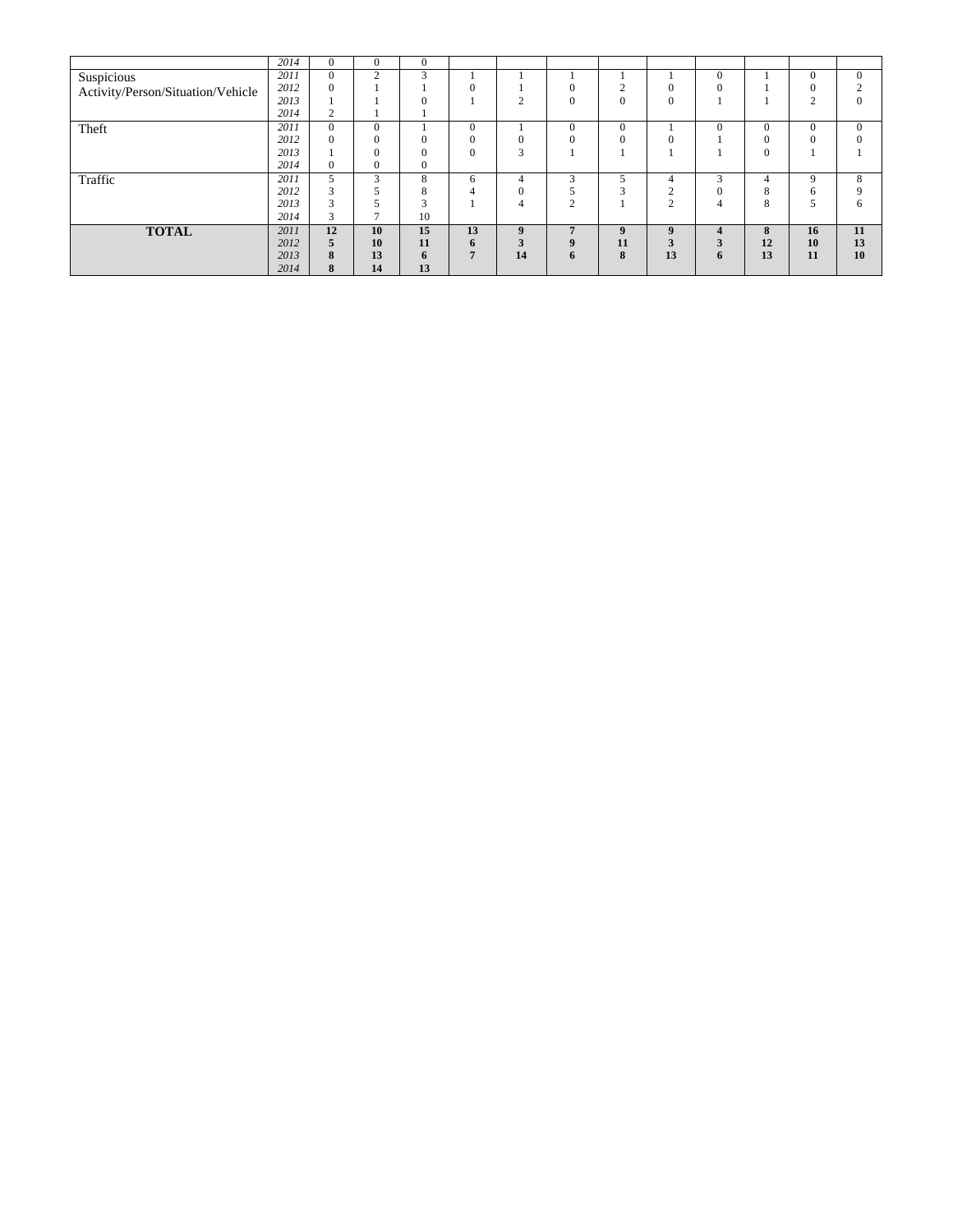| | | | | | | | | | | | | | | |
|---|---|---|---|---|---|---|---|---|---|---|---|---|---|---|
| | *2014* | 0 | 0 | 0 | | | | | | | | | | |
| Suspicious Activity/Person/Situation/Vehicle | *2011* | 0 | 2 | 3 | 1 | 1 | 1 | 1 | 1 | 0 | 1 | 0 | 0 |
| | *2012* | 0 | 1 | 1 | 0 | 1 | 0 | 2 | 0 | 0 | 1 | 0 | 2 |
| | *2013* | 1 | 1 | 0 | 1 | 2 | 0 | 0 | 0 | 1 | 1 | 2 | 0 |
| | *2014* | 2 | 1 | 1 | | | | | | | | | |
| Theft | *2011* | 0 | 0 | 1 | 0 | 1 | 0 | 0 | 1 | 0 | 0 | 0 | 0 |
| | *2012* | 0 | 0 | 0 | 0 | 0 | 0 | 0 | 0 | 1 | 0 | 0 | 0 |
| | *2013* | 1 | 0 | 0 | 0 | 3 | 1 | 1 | 1 | 1 | 0 | 1 | 1 |
| | *2014* | 0 | 0 | 0 | | | | | | | | | |
| Traffic | *2011* | 5 | 3 | 8 | 6 | 4 | 3 | 5 | 4 | 3 | 4 | 9 | 8 |
| | *2012* | 3 | 5 | 8 | 4 | 0 | 5 | 3 | 2 | 0 | 8 | 6 | 9 |
| | *2013* | 3 | 5 | 3 | 1 | 4 | 2 | 1 | 2 | 4 | 8 | 5 | 6 |
| | *2014* | 3 | 7 | 10 | | | | | | | | | |
| **TOTAL** | *2011* | **12** | **10** | **15** | **13** | **9** | **7** | **9** | **9** | **4** | **8** | **16** | **11** |
| | *2012* | **5** | **10** | **11** | **6** | **3** | **9** | **11** | **3** | **3** | **12** | **10** | **13** |
| | *2013* | **8** | **13** | **6** | **7** | **14** | **6** | **8** | **13** | **6** | **13** | **11** | **10** |
| | *2014* | **8** | **14** | **13** | | | | | | | | | |